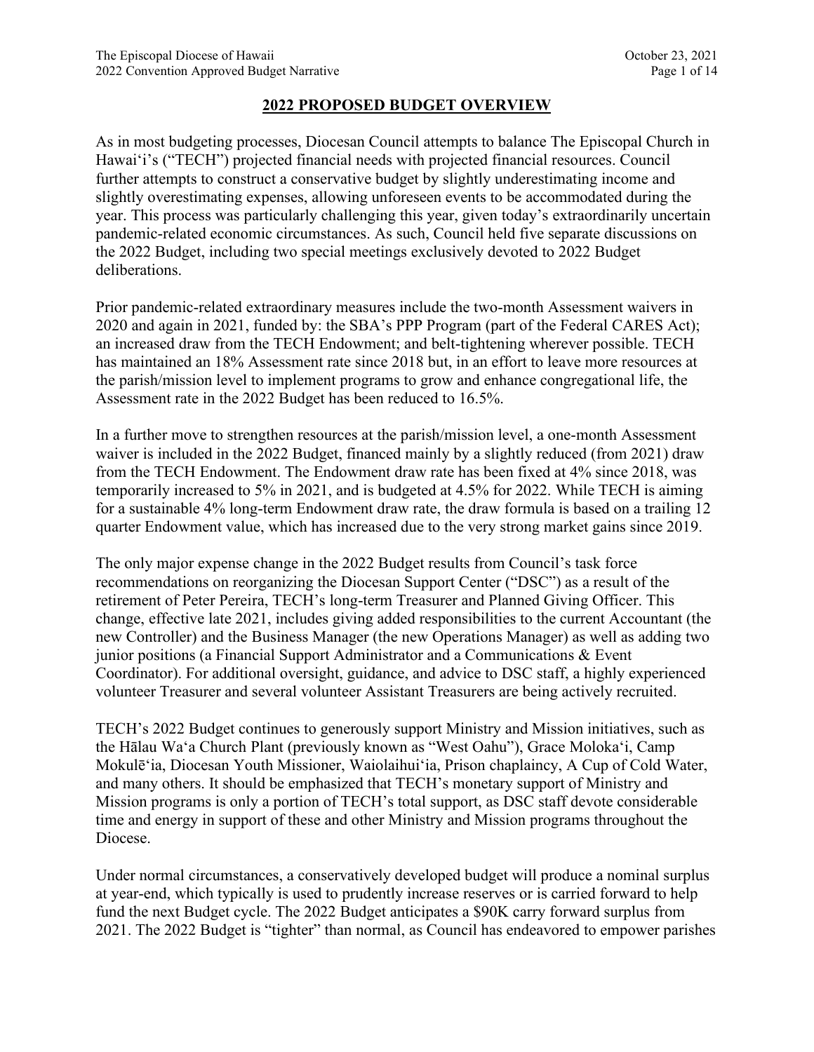## 2022 PROPOSED BUDGET OVERVIEW

As in most budgeting processes, Diocesan Council attempts to balance The Episcopal Church in Hawai'i's ("TECH") projected financial needs with projected financial resources. Council further attempts to construct a conservative budget by slightly underestimating income and slightly overestimating expenses, allowing unforeseen events to be accommodated during the year. This process was particularly challenging this year, given today's extraordinarily uncertain pandemic-related economic circumstances. As such, Council held five separate discussions on the 2022 Budget, including two special meetings exclusively devoted to 2022 Budget deliberations.

Prior pandemic-related extraordinary measures include the two-month Assessment waivers in 2020 and again in 2021, funded by: the SBA's PPP Program (part of the Federal CARES Act); an increased draw from the TECH Endowment; and belt-tightening wherever possible. TECH has maintained an 18% Assessment rate since 2018 but, in an effort to leave more resources at the parish/mission level to implement programs to grow and enhance congregational life, the Assessment rate in the 2022 Budget has been reduced to 16.5%.

In a further move to strengthen resources at the parish/mission level, a one-month Assessment waiver is included in the 2022 Budget, financed mainly by a slightly reduced (from 2021) draw from the TECH Endowment. The Endowment draw rate has been fixed at 4% since 2018, was temporarily increased to 5% in 2021, and is budgeted at 4.5% for 2022. While TECH is aiming for a sustainable 4% long-term Endowment draw rate, the draw formula is based on a trailing 12 quarter Endowment value, which has increased due to the very strong market gains since 2019.

The only major expense change in the 2022 Budget results from Council's task force recommendations on reorganizing the Diocesan Support Center ("DSC") as a result of the retirement of Peter Pereira, TECH's long-term Treasurer and Planned Giving Officer. This change, effective late 2021, includes giving added responsibilities to the current Accountant (the new Controller) and the Business Manager (the new Operations Manager) as well as adding two junior positions (a Financial Support Administrator and a Communications & Event Coordinator). For additional oversight, guidance, and advice to DSC staff, a highly experienced volunteer Treasurer and several volunteer Assistant Treasurers are being actively recruited.

TECH's 2022 Budget continues to generously support Ministry and Mission initiatives, such as the Hālau Wa'a Church Plant (previously known as "West Oahu"), Grace Moloka'i, Camp Mokulē'ia, Diocesan Youth Missioner, Waiolaihui'ia, Prison chaplaincy, A Cup of Cold Water, and many others. It should be emphasized that TECH's monetary support of Ministry and Mission programs is only a portion of TECH's total support, as DSC staff devote considerable time and energy in support of these and other Ministry and Mission programs throughout the Diocese.

Under normal circumstances, a conservatively developed budget will produce a nominal surplus at year-end, which typically is used to prudently increase reserves or is carried forward to help fund the next Budget cycle. The 2022 Budget anticipates a $90K carry forward surplus from 2021. The 2022 Budget is "tighter" than normal, as Council has endeavored to empower parishes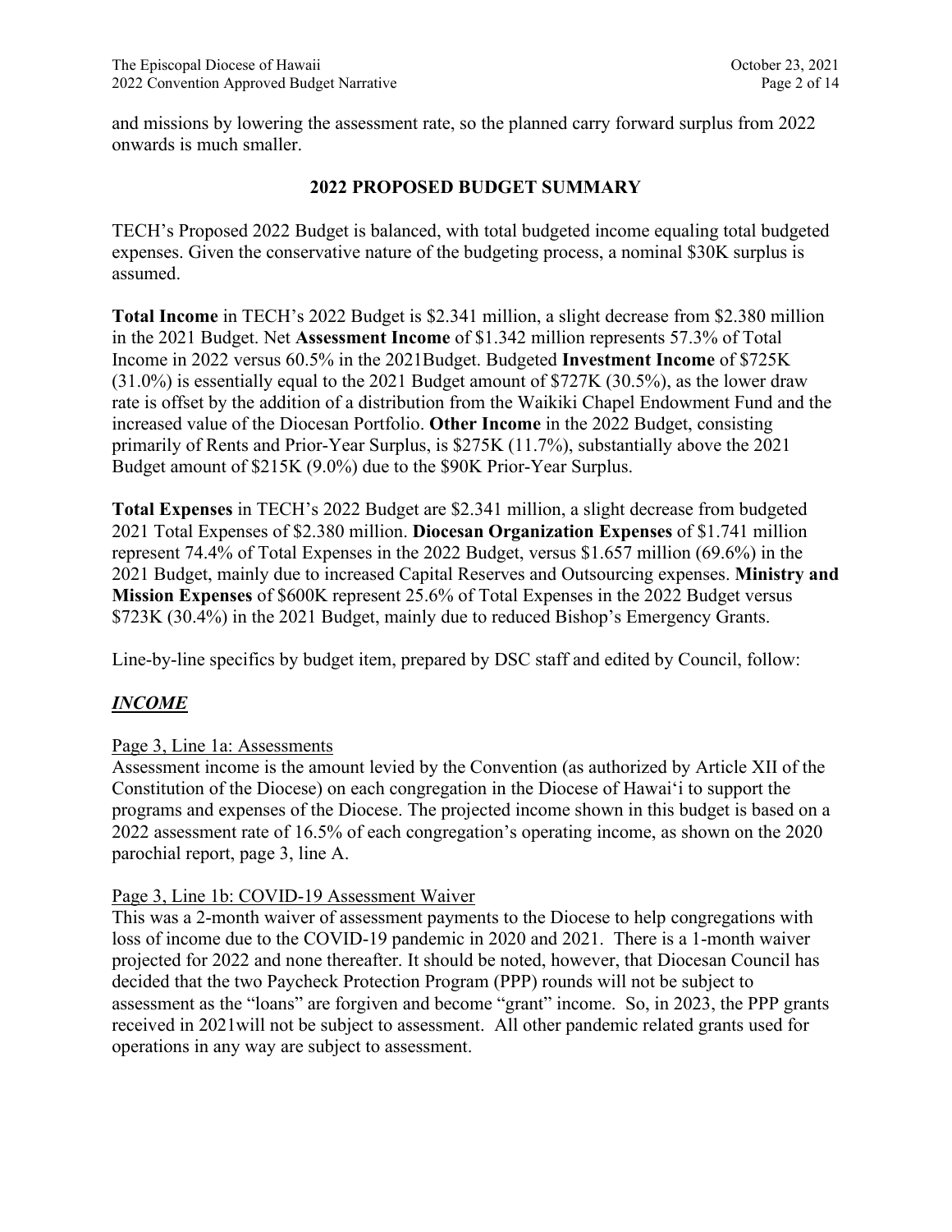and missions by lowering the assessment rate, so the planned carry forward surplus from 2022 onwards is much smaller.

## 2022 PROPOSED BUDGET SUMMARY

TECH's Proposed 2022 Budget is balanced, with total budgeted income equaling total budgeted expenses. Given the conservative nature of the budgeting process, a nominal $30K surplus is assumed.

**Total Income** in TECH's 2022 Budget is $2.341 million, a slight decrease from $2.380 million in the 2021 Budget. Net **Assessment Income** of $1.342 million represents 57.3% of Total Income in 2022 versus 60.5% in the 2021Budget. Budgeted **Investment Income** of $725K (31.0%) is essentially equal to the 2021 Budget amount of $727K (30.5%), as the lower draw rate is offset by the addition of a distribution from the Waikiki Chapel Endowment Fund and the increased value of the Diocesan Portfolio. **Other Income** in the 2022 Budget, consisting primarily of Rents and Prior-Year Surplus, is $275K (11.7%), substantially above the 2021 Budget amount of $215K (9.0%) due to the $90K Prior-Year Surplus.

**Total Expenses** in TECH's 2022 Budget are $2.341 million, a slight decrease from budgeted 2021 Total Expenses of $2.380 million. **Diocesan Organization Expenses** of $1.741 million represent 74.4% of Total Expenses in the 2022 Budget, versus $1.657 million (69.6%) in the 2021 Budget, mainly due to increased Capital Reserves and Outsourcing expenses. **Ministry and Mission Expenses** of $600K represent 25.6% of Total Expenses in the 2022 Budget versus $723K (30.4%) in the 2021 Budget, mainly due to reduced Bishop's Emergency Grants.

Line-by-line specifics by budget item, prepared by DSC staff and edited by Council, follow:

### ***INCOME***

Page 3, Line 1a: Assessments

Assessment income is the amount levied by the Convention (as authorized by Article XII of the Constitution of the Diocese) on each congregation in the Diocese of Hawai'i to support the programs and expenses of the Diocese. The projected income shown in this budget is based on a 2022 assessment rate of 16.5% of each congregation's operating income, as shown on the 2020 parochial report, page 3, line A.

Page 3, Line 1b: COVID-19 Assessment Waiver

This was a 2-month waiver of assessment payments to the Diocese to help congregations with loss of income due to the COVID-19 pandemic in 2020 and 2021. There is a 1-month waiver projected for 2022 and none thereafter. It should be noted, however, that Diocesan Council has decided that the two Paycheck Protection Program (PPP) rounds will not be subject to assessment as the "loans" are forgiven and become "grant" income. So, in 2023, the PPP grants received in 2021will not be subject to assessment. All other pandemic related grants used for operations in any way are subject to assessment.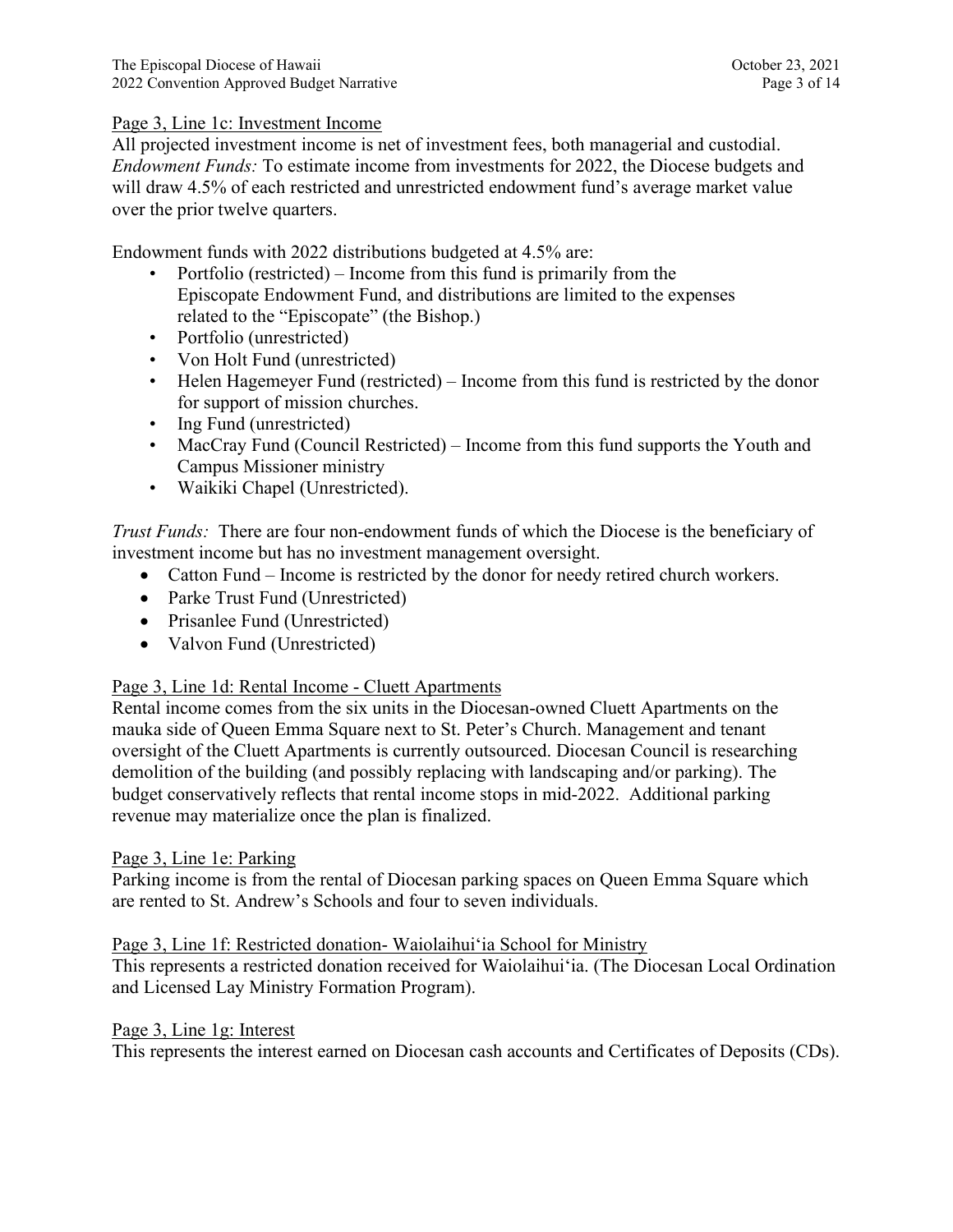Page 3, Line 1c: Investment Income

All projected investment income is net of investment fees, both managerial and custodial. *Endowment Funds:* To estimate income from investments for 2022, the Diocese budgets and will draw 4.5% of each restricted and unrestricted endowment fund's average market value over the prior twelve quarters.

Endowment funds with 2022 distributions budgeted at 4.5% are:

- Portfolio (restricted) – Income from this fund is primarily from the Episcopate Endowment Fund, and distributions are limited to the expenses related to the "Episcopate" (the Bishop.)
- Portfolio (unrestricted)
- Von Holt Fund (unrestricted)
- Helen Hagemeyer Fund (restricted) – Income from this fund is restricted by the donor for support of mission churches.
- Ing Fund (unrestricted)
- MacCray Fund (Council Restricted) – Income from this fund supports the Youth and Campus Missioner ministry
- Waikiki Chapel (Unrestricted).

*Trust Funds:* There are four non-endowment funds of which the Diocese is the beneficiary of investment income but has no investment management oversight.

- Catton Fund – Income is restricted by the donor for needy retired church workers.
- Parke Trust Fund (Unrestricted)
- Prisanlee Fund (Unrestricted)
- Valvon Fund (Unrestricted)

Page 3, Line 1d: Rental Income - Cluett Apartments

Rental income comes from the six units in the Diocesan-owned Cluett Apartments on the mauka side of Queen Emma Square next to St. Peter's Church. Management and tenant oversight of the Cluett Apartments is currently outsourced. Diocesan Council is researching demolition of the building (and possibly replacing with landscaping and/or parking). The budget conservatively reflects that rental income stops in mid-2022. Additional parking revenue may materialize once the plan is finalized.

Page 3, Line 1e: Parking

Parking income is from the rental of Diocesan parking spaces on Queen Emma Square which are rented to St. Andrew's Schools and four to seven individuals.

Page 3, Line 1f: Restricted donation- Waiolaihui'ia School for Ministry

This represents a restricted donation received for Waiolaihui'ia. (The Diocesan Local Ordination and Licensed Lay Ministry Formation Program).

Page 3, Line 1g: Interest

This represents the interest earned on Diocesan cash accounts and Certificates of Deposits (CDs).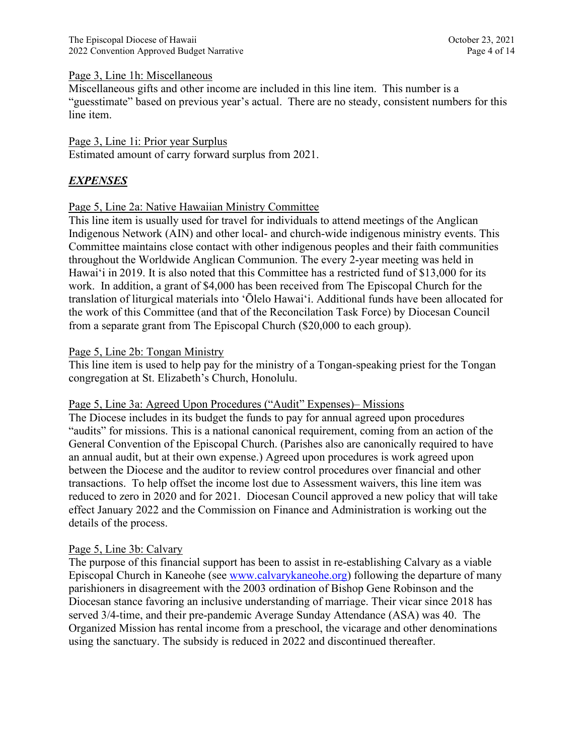Page 3, Line 1h: Miscellaneous

Miscellaneous gifts and other income are included in this line item. This number is a "guesstimate" based on previous year's actual. There are no steady, consistent numbers for this line item.

Page 3, Line 1i: Prior year Surplus

Estimated amount of carry forward surplus from 2021.

## ***EXPENSES***

Page 5, Line 2a: Native Hawaiian Ministry Committee

This line item is usually used for travel for individuals to attend meetings of the Anglican Indigenous Network (AIN) and other local- and church-wide indigenous ministry events. This Committee maintains close contact with other indigenous peoples and their faith communities throughout the Worldwide Anglican Communion. The every 2-year meeting was held in Hawaiʻi in 2019. It is also noted that this Committee has a restricted fund of $13,000 for its work. In addition, a grant of $4,000 has been received from The Episcopal Church for the translation of liturgical materials into ʻŌlelo Hawaiʻi. Additional funds have been allocated for the work of this Committee (and that of the Reconcilation Task Force) by Diocesan Council from a separate grant from The Episcopal Church ($20,000 to each group).

Page 5, Line 2b: Tongan Ministry

This line item is used to help pay for the ministry of a Tongan-speaking priest for the Tongan congregation at St. Elizabeth's Church, Honolulu.

Page 5, Line 3a: Agreed Upon Procedures ("Audit" Expenses)– Missions

The Diocese includes in its budget the funds to pay for annual agreed upon procedures "audits" for missions. This is a national canonical requirement, coming from an action of the General Convention of the Episcopal Church. (Parishes also are canonically required to have an annual audit, but at their own expense.) Agreed upon procedures is work agreed upon between the Diocese and the auditor to review control procedures over financial and other transactions. To help offset the income lost due to Assessment waivers, this line item was reduced to zero in 2020 and for 2021. Diocesan Council approved a new policy that will take effect January 2022 and the Commission on Finance and Administration is working out the details of the process.

Page 5, Line 3b: Calvary

The purpose of this financial support has been to assist in re-establishing Calvary as a viable Episcopal Church in Kaneohe (see www.calvarykaneohe.org) following the departure of many parishioners in disagreement with the 2003 ordination of Bishop Gene Robinson and the Diocesan stance favoring an inclusive understanding of marriage. Their vicar since 2018 has served 3/4-time, and their pre-pandemic Average Sunday Attendance (ASA) was 40. The Organized Mission has rental income from a preschool, the vicarage and other denominations using the sanctuary. The subsidy is reduced in 2022 and discontinued thereafter.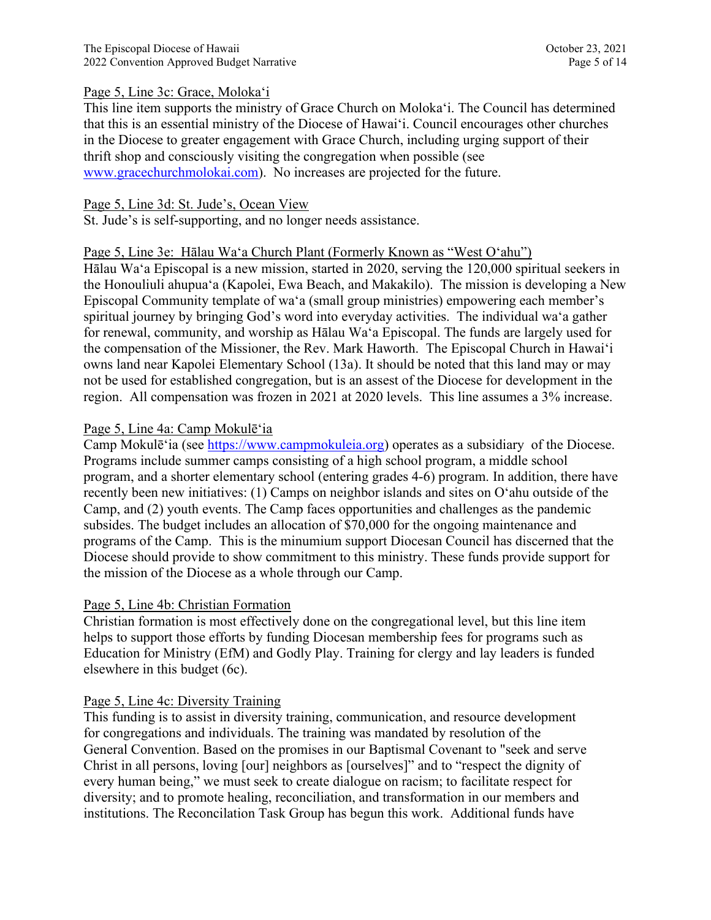Page 5, Line 3c: Grace, Molokaʻi

This line item supports the ministry of Grace Church on Molokaʻi. The Council has determined that this is an essential ministry of the Diocese of Hawaiʻi. Council encourages other churches in the Diocese to greater engagement with Grace Church, including urging support of their thrift shop and consciously visiting the congregation when possible (see www.gracechurchmolokai.com). No increases are projected for the future.

Page 5, Line 3d: St. Jude's, Ocean View

St. Jude's is self-supporting, and no longer needs assistance.

Page 5, Line 3e: Hālau Waʻa Church Plant (Formerly Known as "West Oʻahu")

Hālau Waʻa Episcopal is a new mission, started in 2020, serving the 120,000 spiritual seekers in the Honouliuli ahupuaʻa (Kapolei, Ewa Beach, and Makakilo). The mission is developing a New Episcopal Community template of waʻa (small group ministries) empowering each member's spiritual journey by bringing God's word into everyday activities. The individual waʻa gather for renewal, community, and worship as Hālau Waʻa Episcopal. The funds are largely used for the compensation of the Missioner, the Rev. Mark Haworth. The Episcopal Church in Hawaiʻi owns land near Kapolei Elementary School (13a). It should be noted that this land may or may not be used for established congregation, but is an assest of the Diocese for development in the region. All compensation was frozen in 2021 at 2020 levels. This line assumes a 3% increase.

Page 5, Line 4a: Camp Mokulēʻia

Camp Mokulēʻia (see https://www.campmokuleia.org) operates as a subsidiary of the Diocese. Programs include summer camps consisting of a high school program, a middle school program, and a shorter elementary school (entering grades 4-6) program. In addition, there have recently been new initiatives: (1) Camps on neighbor islands and sites on Oʻahu outside of the Camp, and (2) youth events. The Camp faces opportunities and challenges as the pandemic subsides. The budget includes an allocation of $70,000 for the ongoing maintenance and programs of the Camp. This is the minumium support Diocesan Council has discerned that the Diocese should provide to show commitment to this ministry. These funds provide support for the mission of the Diocese as a whole through our Camp.

Page 5, Line 4b: Christian Formation

Christian formation is most effectively done on the congregational level, but this line item helps to support those efforts by funding Diocesan membership fees for programs such as Education for Ministry (EfM) and Godly Play. Training for clergy and lay leaders is funded elsewhere in this budget (6c).

Page 5, Line 4c: Diversity Training

This funding is to assist in diversity training, communication, and resource development for congregations and individuals. The training was mandated by resolution of the General Convention. Based on the promises in our Baptismal Covenant to "seek and serve Christ in all persons, loving [our] neighbors as [ourselves]" and to "respect the dignity of every human being," we must seek to create dialogue on racism; to facilitate respect for diversity; and to promote healing, reconciliation, and transformation in our members and institutions. The Reconcilation Task Group has begun this work. Additional funds have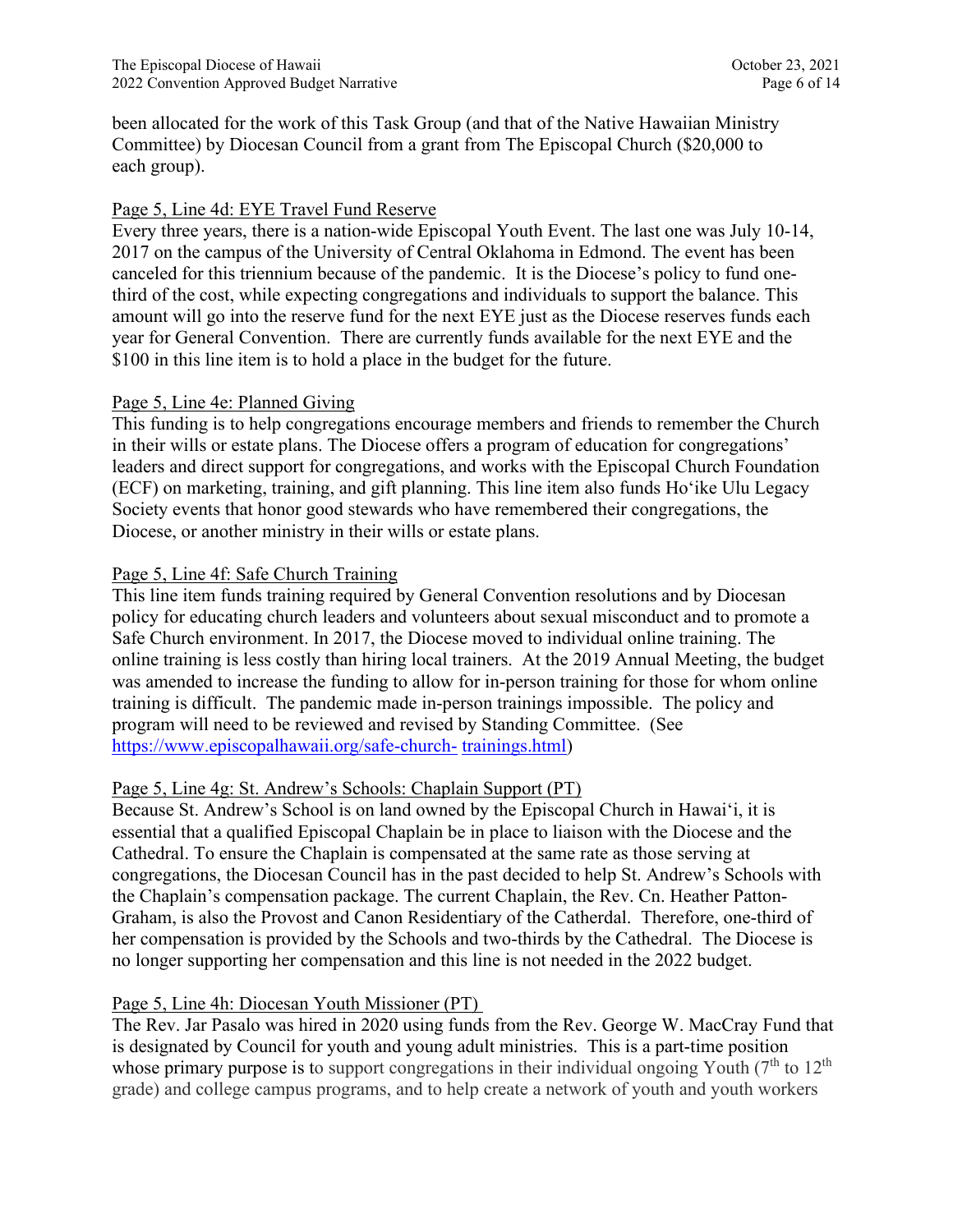been allocated for the work of this Task Group (and that of the Native Hawaiian Ministry Committee) by Diocesan Council from a grant from The Episcopal Church ($20,000 to each group).

Page 5, Line 4d: EYE Travel Fund Reserve

Every three years, there is a nation-wide Episcopal Youth Event. The last one was July 10-14, 2017 on the campus of the University of Central Oklahoma in Edmond. The event has been canceled for this triennium because of the pandemic. It is the Diocese's policy to fund one-third of the cost, while expecting congregations and individuals to support the balance. This amount will go into the reserve fund for the next EYE just as the Diocese reserves funds each year for General Convention. There are currently funds available for the next EYE and the $100 in this line item is to hold a place in the budget for the future.

Page 5, Line 4e: Planned Giving

This funding is to help congregations encourage members and friends to remember the Church in their wills or estate plans. The Diocese offers a program of education for congregations' leaders and direct support for congregations, and works with the Episcopal Church Foundation (ECF) on marketing, training, and gift planning. This line item also funds Hoʻike Ulu Legacy Society events that honor good stewards who have remembered their congregations, the Diocese, or another ministry in their wills or estate plans.

Page 5, Line 4f: Safe Church Training

This line item funds training required by General Convention resolutions and by Diocesan policy for educating church leaders and volunteers about sexual misconduct and to promote a Safe Church environment. In 2017, the Diocese moved to individual online training. The online training is less costly than hiring local trainers. At the 2019 Annual Meeting, the budget was amended to increase the funding to allow for in-person training for those for whom online training is difficult. The pandemic made in-person trainings impossible. The policy and program will need to be reviewed and revised by Standing Committee. (See https://www.episcopalhawaii.org/safe-church- trainings.html)

Page 5, Line 4g: St. Andrew's Schools: Chaplain Support (PT)

Because St. Andrew's School is on land owned by the Episcopal Church in Hawaiʻi, it is essential that a qualified Episcopal Chaplain be in place to liaison with the Diocese and the Cathedral. To ensure the Chaplain is compensated at the same rate as those serving at congregations, the Diocesan Council has in the past decided to help St. Andrew's Schools with the Chaplain's compensation package. The current Chaplain, the Rev. Cn. Heather Patton-Graham, is also the Provost and Canon Residentiary of the Catherdal. Therefore, one-third of her compensation is provided by the Schools and two-thirds by the Cathedral. The Diocese is no longer supporting her compensation and this line is not needed in the 2022 budget.

Page 5, Line 4h: Diocesan Youth Missioner (PT)

The Rev. Jar Pasalo was hired in 2020 using funds from the Rev. George W. MacCray Fund that is designated by Council for youth and young adult ministries. This is a part-time position whose primary purpose is to support congregations in their individual ongoing Youth (7th to 12th grade) and college campus programs, and to help create a network of youth and youth workers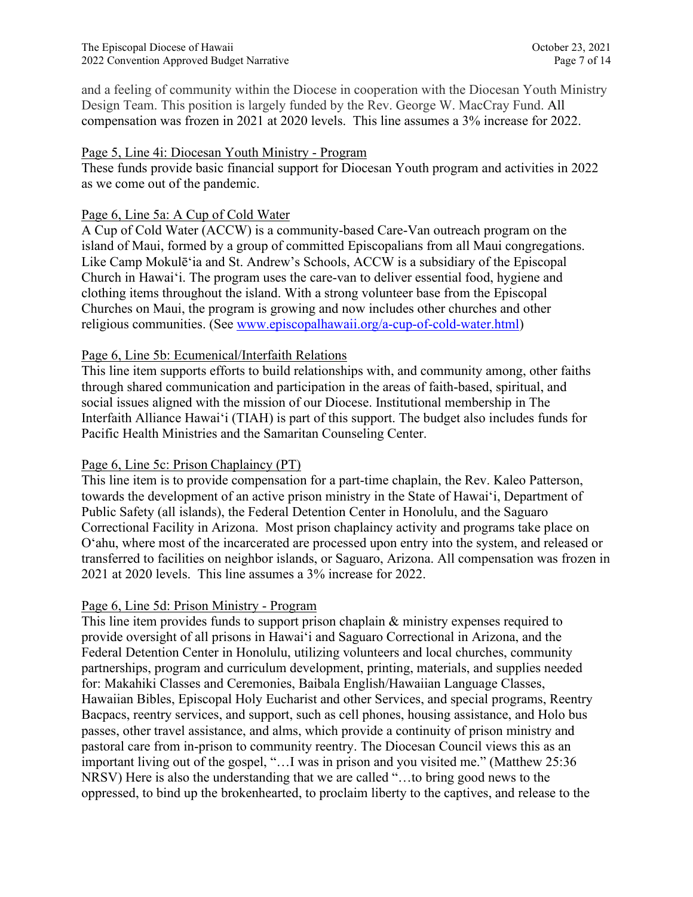and a feeling of community within the Diocese in cooperation with the Diocesan Youth Ministry Design Team. This position is largely funded by the Rev. George W. MacCray Fund. All compensation was frozen in 2021 at 2020 levels. This line assumes a 3% increase for 2022.

Page 5, Line 4i: Diocesan Youth Ministry - Program

These funds provide basic financial support for Diocesan Youth program and activities in 2022 as we come out of the pandemic.

Page 6, Line 5a: A Cup of Cold Water

A Cup of Cold Water (ACCW) is a community-based Care-Van outreach program on the island of Maui, formed by a group of committed Episcopalians from all Maui congregations. Like Camp Mokulēʻia and St. Andrew's Schools, ACCW is a subsidiary of the Episcopal Church in Hawaiʻi. The program uses the care-van to deliver essential food, hygiene and clothing items throughout the island. With a strong volunteer base from the Episcopal Churches on Maui, the program is growing and now includes other churches and other religious communities. (See www.episcopalhawaii.org/a-cup-of-cold-water.html)

Page 6, Line 5b: Ecumenical/Interfaith Relations

This line item supports efforts to build relationships with, and community among, other faiths through shared communication and participation in the areas of faith-based, spiritual, and social issues aligned with the mission of our Diocese. Institutional membership in The Interfaith Alliance Hawaiʻi (TIAH) is part of this support. The budget also includes funds for Pacific Health Ministries and the Samaritan Counseling Center.

Page 6, Line 5c: Prison Chaplaincy (PT)

This line item is to provide compensation for a part-time chaplain, the Rev. Kaleo Patterson, towards the development of an active prison ministry in the State of Hawaiʻi, Department of Public Safety (all islands), the Federal Detention Center in Honolulu, and the Saguaro Correctional Facility in Arizona. Most prison chaplaincy activity and programs take place on Oʻahu, where most of the incarcerated are processed upon entry into the system, and released or transferred to facilities on neighbor islands, or Saguaro, Arizona. All compensation was frozen in 2021 at 2020 levels. This line assumes a 3% increase for 2022.

Page 6, Line 5d: Prison Ministry - Program

This line item provides funds to support prison chaplain & ministry expenses required to provide oversight of all prisons in Hawaiʻi and Saguaro Correctional in Arizona, and the Federal Detention Center in Honolulu, utilizing volunteers and local churches, community partnerships, program and curriculum development, printing, materials, and supplies needed for: Makahiki Classes and Ceremonies, Baibala English/Hawaiian Language Classes, Hawaiian Bibles, Episcopal Holy Eucharist and other Services, and special programs, Reentry Bacpacs, reentry services, and support, such as cell phones, housing assistance, and Holo bus passes, other travel assistance, and alms, which provide a continuity of prison ministry and pastoral care from in-prison to community reentry. The Diocesan Council views this as an important living out of the gospel, "…I was in prison and you visited me." (Matthew 25:36 NRSV) Here is also the understanding that we are called "…to bring good news to the oppressed, to bind up the brokenhearted, to proclaim liberty to the captives, and release to the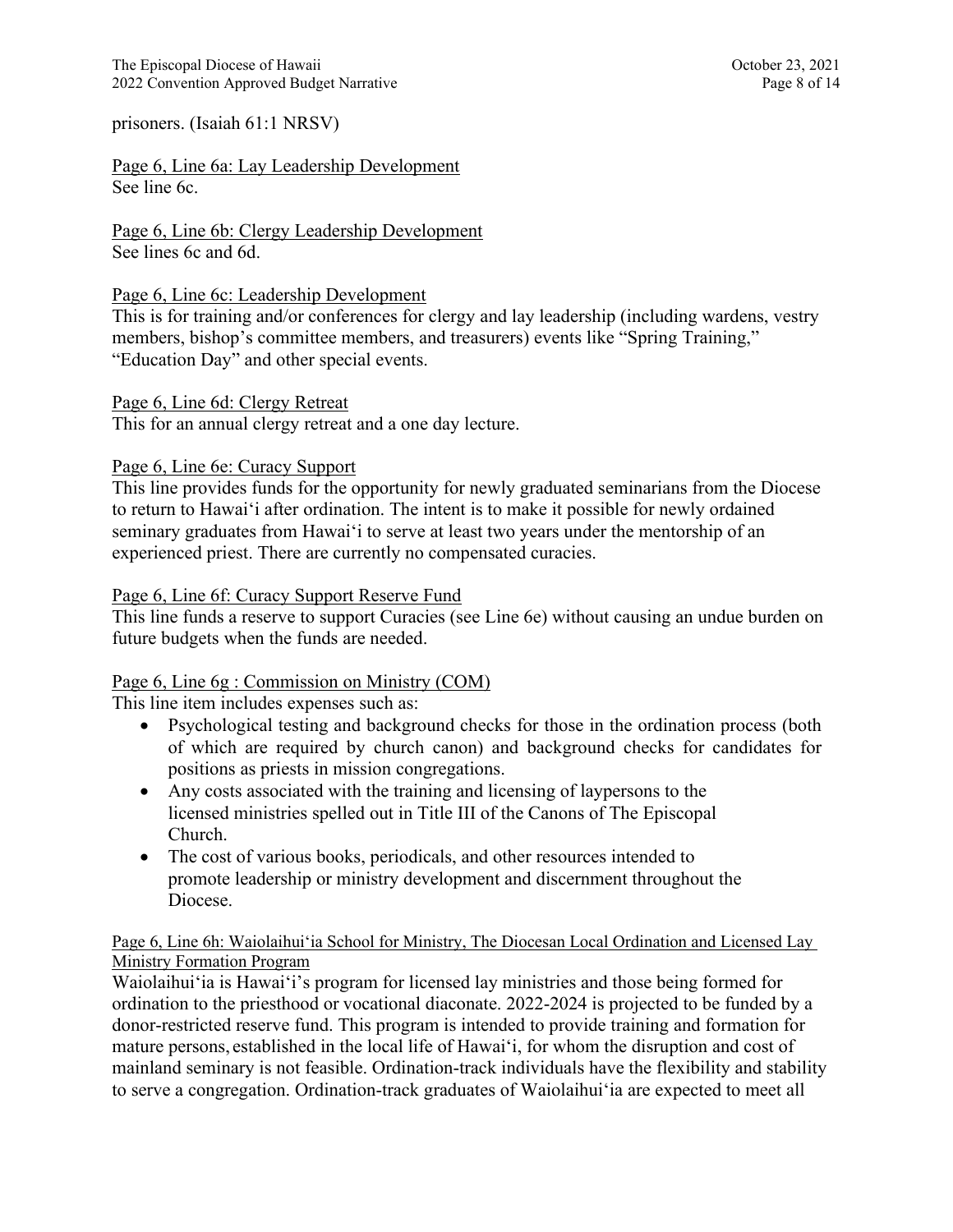prisoners. (Isaiah 61:1 NRSV)

Page 6, Line 6a: Lay Leadership Development
See line 6c.

Page 6, Line 6b: Clergy Leadership Development
See lines 6c and 6d.

Page 6, Line 6c: Leadership Development
This is for training and/or conferences for clergy and lay leadership (including wardens, vestry members, bishop's committee members, and treasurers) events like "Spring Training," "Education Day" and other special events.

Page 6, Line 6d: Clergy Retreat
This for an annual clergy retreat and a one day lecture.

Page 6, Line 6e: Curacy Support
This line provides funds for the opportunity for newly graduated seminarians from the Diocese to return to Hawaiʻi after ordination. The intent is to make it possible for newly ordained seminary graduates from Hawaiʻi to serve at least two years under the mentorship of an experienced priest. There are currently no compensated curacies.

Page 6, Line 6f: Curacy Support Reserve Fund
This line funds a reserve to support Curacies (see Line 6e) without causing an undue burden on future budgets when the funds are needed.

Page 6, Line 6g : Commission on Ministry (COM)
This line item includes expenses such as:

- Psychological testing and background checks for those in the ordination process (both of which are required by church canon) and background checks for candidates for positions as priests in mission congregations.
- Any costs associated with the training and licensing of laypersons to the licensed ministries spelled out in Title III of the Canons of The Episcopal Church.
- The cost of various books, periodicals, and other resources intended to promote leadership or ministry development and discernment throughout the Diocese.

Page 6, Line 6h: Waiolaihuiʻia School for Ministry, The Diocesan Local Ordination and Licensed Lay Ministry Formation Program
Waiolaihuiʻia is Hawaiʻi's program for licensed lay ministries and those being formed for ordination to the priesthood or vocational diaconate. 2022-2024 is projected to be funded by a donor-restricted reserve fund. This program is intended to provide training and formation for mature persons, established in the local life of Hawaiʻi, for whom the disruption and cost of mainland seminary is not feasible. Ordination-track individuals have the flexibility and stability to serve a congregation. Ordination-track graduates of Waiolaihuiʻia are expected to meet all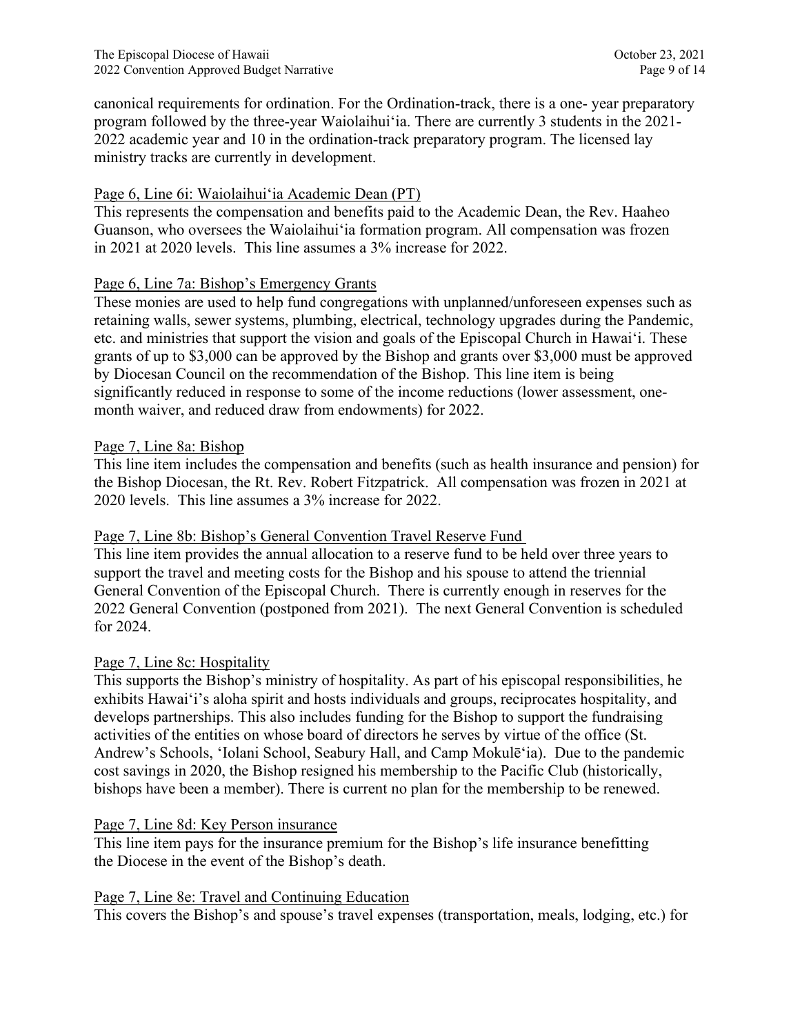canonical requirements for ordination. For the Ordination-track, there is a one- year preparatory program followed by the three-year Waiolaihuiʻia. There are currently 3 students in the 2021-2022 academic year and 10 in the ordination-track preparatory program. The licensed lay ministry tracks are currently in development.

Page 6, Line 6i: Waiolaihuiʻia Academic Dean (PT)

This represents the compensation and benefits paid to the Academic Dean, the Rev. Haaheo Guanson, who oversees the Waiolaihuiʻia formation program. All compensation was frozen in 2021 at 2020 levels. This line assumes a 3% increase for 2022.

Page 6, Line 7a: Bishop's Emergency Grants

These monies are used to help fund congregations with unplanned/unforeseen expenses such as retaining walls, sewer systems, plumbing, electrical, technology upgrades during the Pandemic, etc. and ministries that support the vision and goals of the Episcopal Church in Hawaiʻi. These grants of up to $3,000 can be approved by the Bishop and grants over $3,000 must be approved by Diocesan Council on the recommendation of the Bishop. This line item is being significantly reduced in response to some of the income reductions (lower assessment, one-month waiver, and reduced draw from endowments) for 2022.

Page 7, Line 8a: Bishop

This line item includes the compensation and benefits (such as health insurance and pension) for the Bishop Diocesan, the Rt. Rev. Robert Fitzpatrick. All compensation was frozen in 2021 at 2020 levels. This line assumes a 3% increase for 2022.

Page 7, Line 8b: Bishop's General Convention Travel Reserve Fund

This line item provides the annual allocation to a reserve fund to be held over three years to support the travel and meeting costs for the Bishop and his spouse to attend the triennial General Convention of the Episcopal Church. There is currently enough in reserves for the 2022 General Convention (postponed from 2021). The next General Convention is scheduled for 2024.

Page 7, Line 8c: Hospitality

This supports the Bishop's ministry of hospitality. As part of his episcopal responsibilities, he exhibits Hawaiʻi's aloha spirit and hosts individuals and groups, reciprocates hospitality, and develops partnerships. This also includes funding for the Bishop to support the fundraising activities of the entities on whose board of directors he serves by virtue of the office (St. Andrew's Schools, ʻIolani School, Seabury Hall, and Camp Mokulēʻia). Due to the pandemic cost savings in 2020, the Bishop resigned his membership to the Pacific Club (historically, bishops have been a member). There is current no plan for the membership to be renewed.

Page 7, Line 8d: Key Person insurance

This line item pays for the insurance premium for the Bishop's life insurance benefitting the Diocese in the event of the Bishop's death.

Page 7, Line 8e: Travel and Continuing Education

This covers the Bishop's and spouse's travel expenses (transportation, meals, lodging, etc.) for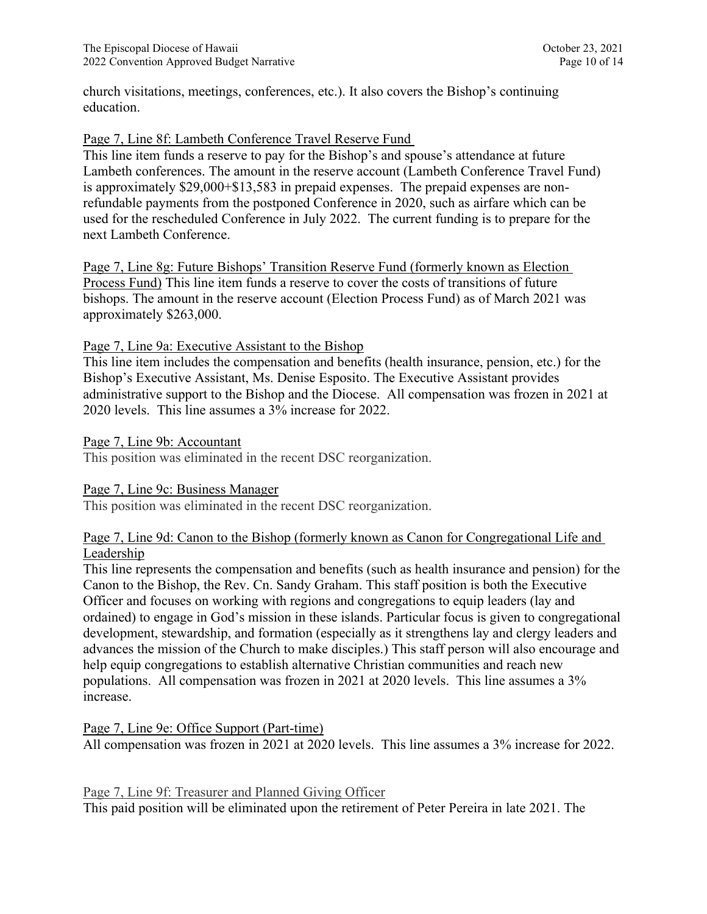church visitations, meetings, conferences, etc.). It also covers the Bishop's continuing education.

Page 7, Line 8f: Lambeth Conference Travel Reserve Fund

This line item funds a reserve to pay for the Bishop's and spouse's attendance at future Lambeth conferences. The amount in the reserve account (Lambeth Conference Travel Fund) is approximately $29,000+$13,583 in prepaid expenses. The prepaid expenses are non-refundable payments from the postponed Conference in 2020, such as airfare which can be used for the rescheduled Conference in July 2022. The current funding is to prepare for the next Lambeth Conference.

Page 7, Line 8g: Future Bishops' Transition Reserve Fund (formerly known as Election Process Fund) This line item funds a reserve to cover the costs of transitions of future bishops. The amount in the reserve account (Election Process Fund) as of March 2021 was approximately $263,000.

Page 7, Line 9a: Executive Assistant to the Bishop

This line item includes the compensation and benefits (health insurance, pension, etc.) for the Bishop's Executive Assistant, Ms. Denise Esposito. The Executive Assistant provides administrative support to the Bishop and the Diocese. All compensation was frozen in 2021 at 2020 levels. This line assumes a 3% increase for 2022.

Page 7, Line 9b: Accountant

This position was eliminated in the recent DSC reorganization.

Page 7, Line 9c: Business Manager

This position was eliminated in the recent DSC reorganization.

Page 7, Line 9d: Canon to the Bishop (formerly known as Canon for Congregational Life and Leadership

This line represents the compensation and benefits (such as health insurance and pension) for the Canon to the Bishop, the Rev. Cn. Sandy Graham. This staff position is both the Executive Officer and focuses on working with regions and congregations to equip leaders (lay and ordained) to engage in God's mission in these islands. Particular focus is given to congregational development, stewardship, and formation (especially as it strengthens lay and clergy leaders and advances the mission of the Church to make disciples.) This staff person will also encourage and help equip congregations to establish alternative Christian communities and reach new populations. All compensation was frozen in 2021 at 2020 levels. This line assumes a 3% increase.

Page 7, Line 9e: Office Support (Part-time)

All compensation was frozen in 2021 at 2020 levels. This line assumes a 3% increase for 2022.

Page 7, Line 9f: Treasurer and Planned Giving Officer

This paid position will be eliminated upon the retirement of Peter Pereira in late 2021. The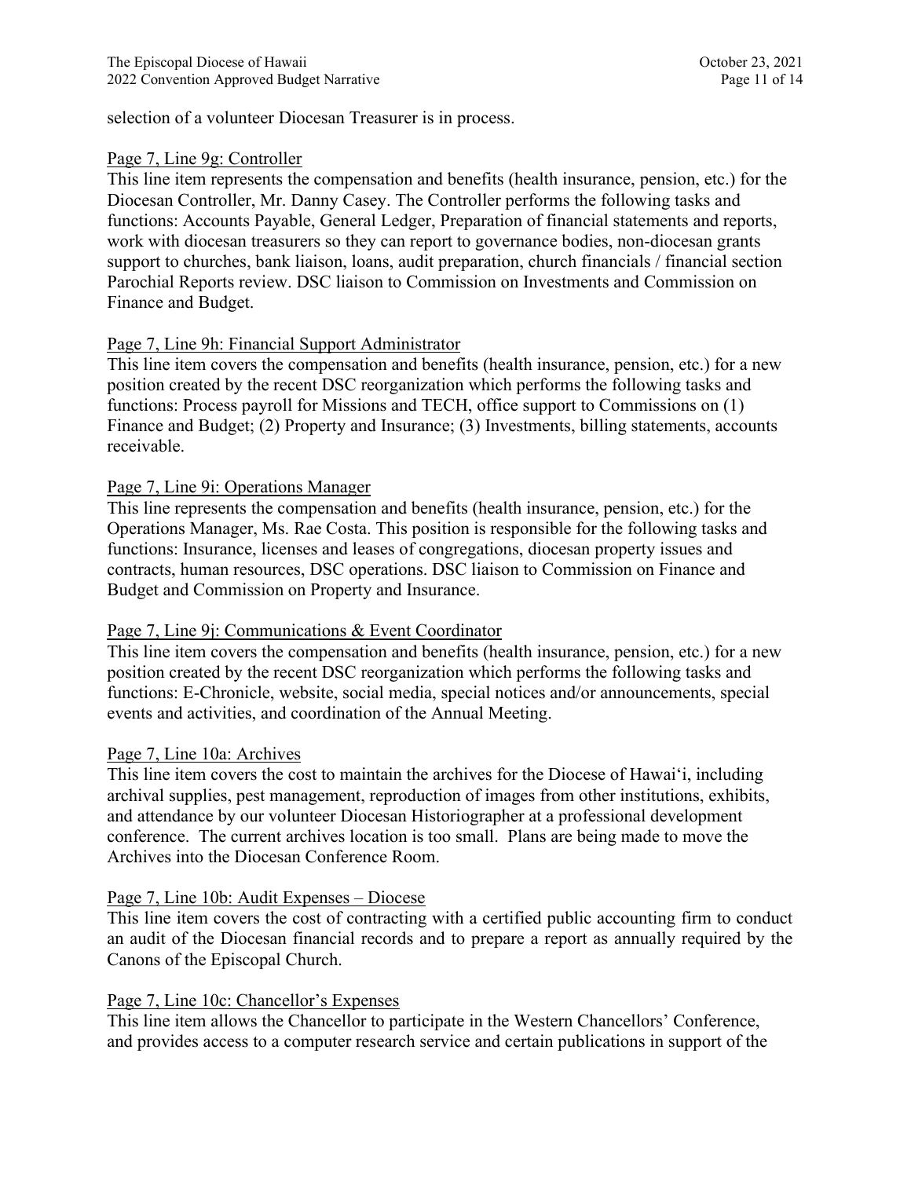selection of a volunteer Diocesan Treasurer is in process.

Page 7, Line 9g: Controller

This line item represents the compensation and benefits (health insurance, pension, etc.) for the Diocesan Controller, Mr. Danny Casey. The Controller performs the following tasks and functions: Accounts Payable, General Ledger, Preparation of financial statements and reports, work with diocesan treasurers so they can report to governance bodies, non-diocesan grants support to churches, bank liaison, loans, audit preparation, church financials / financial section Parochial Reports review. DSC liaison to Commission on Investments and Commission on Finance and Budget.

Page 7, Line 9h: Financial Support Administrator

This line item covers the compensation and benefits (health insurance, pension, etc.) for a new position created by the recent DSC reorganization which performs the following tasks and functions: Process payroll for Missions and TECH, office support to Commissions on (1) Finance and Budget; (2) Property and Insurance; (3) Investments, billing statements, accounts receivable.

Page 7, Line 9i: Operations Manager

This line represents the compensation and benefits (health insurance, pension, etc.) for the Operations Manager, Ms. Rae Costa. This position is responsible for the following tasks and functions: Insurance, licenses and leases of congregations, diocesan property issues and contracts, human resources, DSC operations. DSC liaison to Commission on Finance and Budget and Commission on Property and Insurance.

Page 7, Line 9j: Communications & Event Coordinator

This line item covers the compensation and benefits (health insurance, pension, etc.) for a new position created by the recent DSC reorganization which performs the following tasks and functions: E-Chronicle, website, social media, special notices and/or announcements, special events and activities, and coordination of the Annual Meeting.

Page 7, Line 10a: Archives

This line item covers the cost to maintain the archives for the Diocese of Hawai'i, including archival supplies, pest management, reproduction of images from other institutions, exhibits, and attendance by our volunteer Diocesan Historiographer at a professional development conference. The current archives location is too small. Plans are being made to move the Archives into the Diocesan Conference Room.

Page 7, Line 10b: Audit Expenses – Diocese

This line item covers the cost of contracting with a certified public accounting firm to conduct an audit of the Diocesan financial records and to prepare a report as annually required by the Canons of the Episcopal Church.

Page 7, Line 10c: Chancellor's Expenses

This line item allows the Chancellor to participate in the Western Chancellors' Conference, and provides access to a computer research service and certain publications in support of the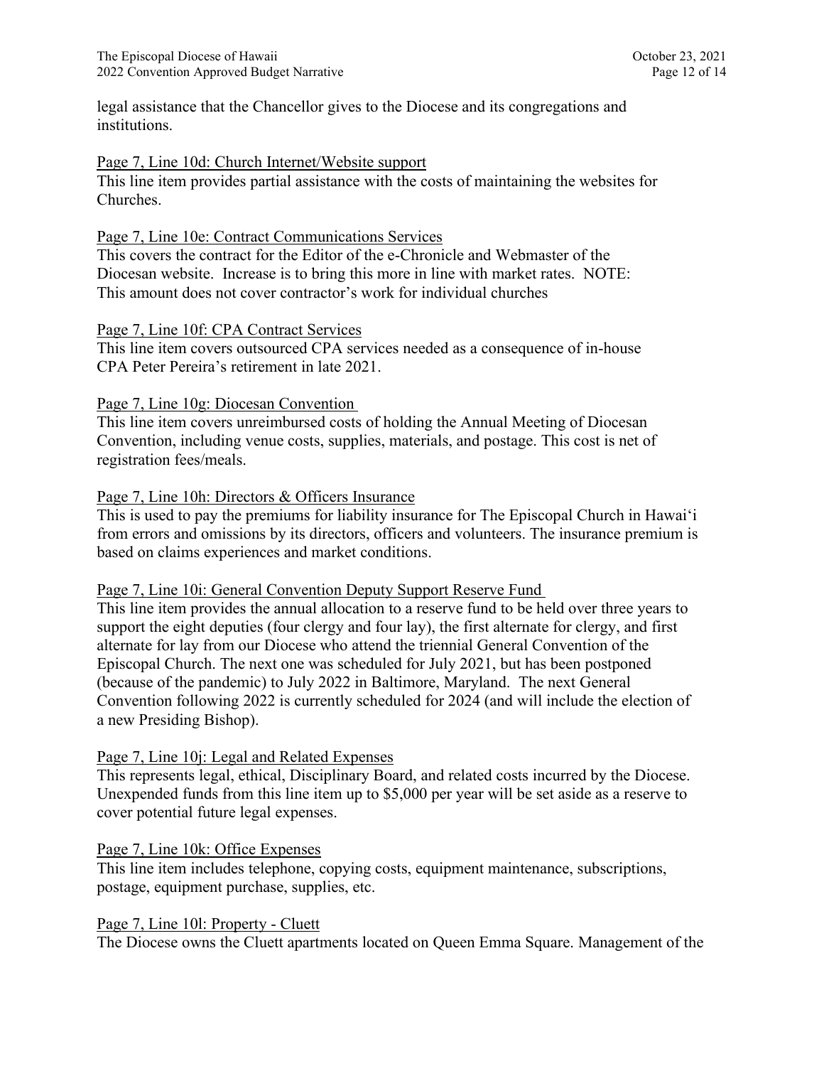legal assistance that the Chancellor gives to the Diocese and its congregations and institutions.

<u>Page 7, Line 10d: Church Internet/Website support</u>
This line item provides partial assistance with the costs of maintaining the websites for Churches.

<u>Page 7, Line 10e: Contract Communications Services</u>
This covers the contract for the Editor of the e-Chronicle and Webmaster of the Diocesan website. Increase is to bring this more in line with market rates. NOTE: This amount does not cover contractor's work for individual churches

<u>Page 7, Line 10f: CPA Contract Services</u>
This line item covers outsourced CPA services needed as a consequence of in-house CPA Peter Pereira's retirement in late 2021.

<u>Page 7, Line 10g: Diocesan Convention</u>
This line item covers unreimbursed costs of holding the Annual Meeting of Diocesan Convention, including venue costs, supplies, materials, and postage. This cost is net of registration fees/meals.

<u>Page 7, Line 10h: Directors & Officers Insurance</u>
This is used to pay the premiums for liability insurance for The Episcopal Church in Hawai'i from errors and omissions by its directors, officers and volunteers. The insurance premium is based on claims experiences and market conditions.

<u>Page 7, Line 10i: General Convention Deputy Support Reserve Fund</u>
This line item provides the annual allocation to a reserve fund to be held over three years to support the eight deputies (four clergy and four lay), the first alternate for clergy, and first alternate for lay from our Diocese who attend the triennial General Convention of the Episcopal Church. The next one was scheduled for July 2021, but has been postponed (because of the pandemic) to July 2022 in Baltimore, Maryland. The next General Convention following 2022 is currently scheduled for 2024 (and will include the election of a new Presiding Bishop).

<u>Page 7, Line 10j: Legal and Related Expenses</u>
This represents legal, ethical, Disciplinary Board, and related costs incurred by the Diocese. Unexpended funds from this line item up to $5,000 per year will be set aside as a reserve to cover potential future legal expenses.

<u>Page 7, Line 10k: Office Expenses</u>
This line item includes telephone, copying costs, equipment maintenance, subscriptions, postage, equipment purchase, supplies, etc.

<u>Page 7, Line 10l: Property - Cluett</u>
The Diocese owns the Cluett apartments located on Queen Emma Square. Management of the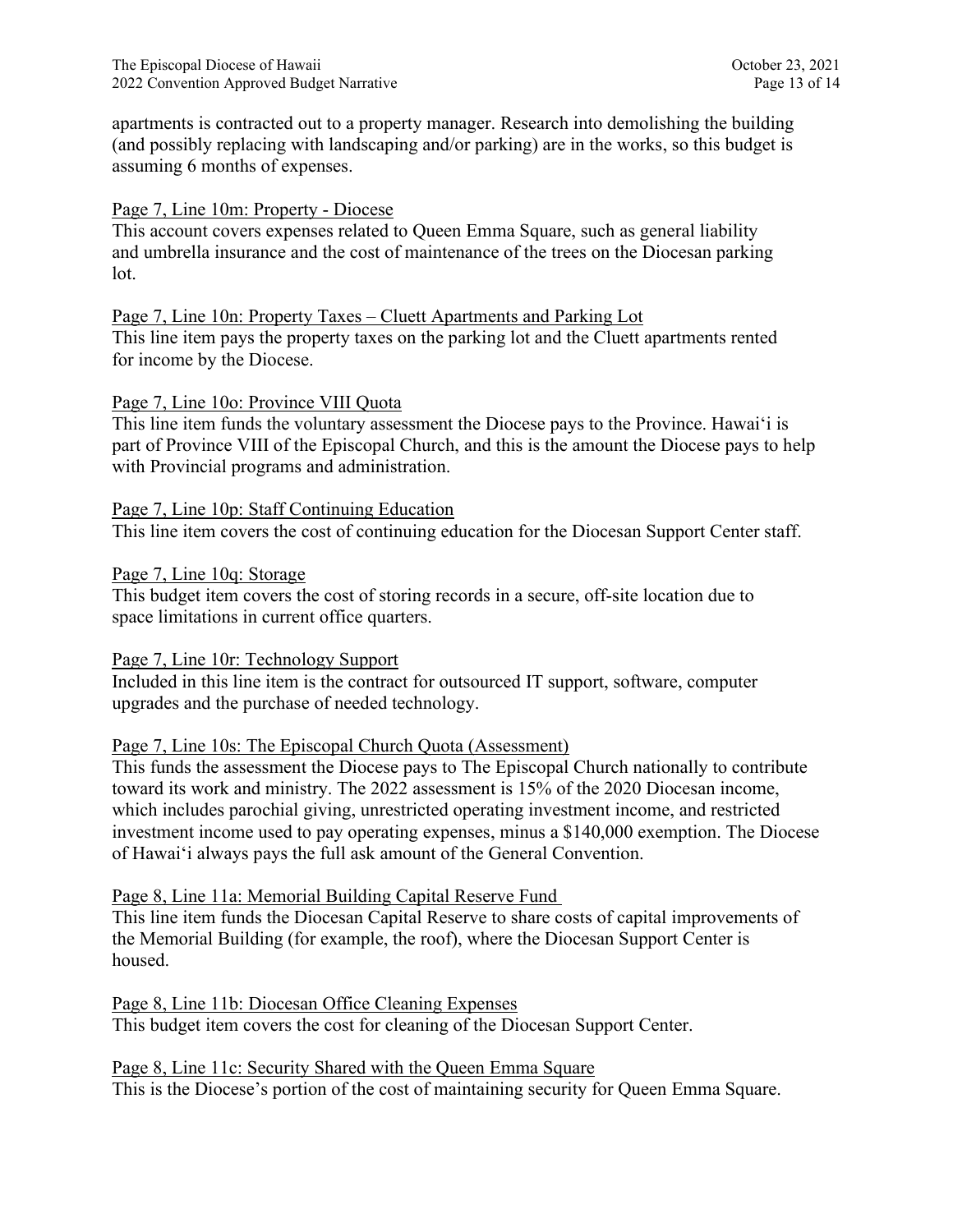apartments is contracted out to a property manager. Research into demolishing the building (and possibly replacing with landscaping and/or parking) are in the works, so this budget is assuming 6 months of expenses.

Page 7, Line 10m: Property - Diocese

This account covers expenses related to Queen Emma Square, such as general liability and umbrella insurance and the cost of maintenance of the trees on the Diocesan parking lot.

Page 7, Line 10n: Property Taxes – Cluett Apartments and Parking Lot

This line item pays the property taxes on the parking lot and the Cluett apartments rented for income by the Diocese.

Page 7, Line 10o: Province VIII Quota

This line item funds the voluntary assessment the Diocese pays to the Province. Hawaiʻi is part of Province VIII of the Episcopal Church, and this is the amount the Diocese pays to help with Provincial programs and administration.

Page 7, Line 10p: Staff Continuing Education

This line item covers the cost of continuing education for the Diocesan Support Center staff.

Page 7, Line 10q: Storage

This budget item covers the cost of storing records in a secure, off-site location due to space limitations in current office quarters.

Page 7, Line 10r: Technology Support

Included in this line item is the contract for outsourced IT support, software, computer upgrades and the purchase of needed technology.

Page 7, Line 10s: The Episcopal Church Quota (Assessment)

This funds the assessment the Diocese pays to The Episcopal Church nationally to contribute toward its work and ministry. The 2022 assessment is 15% of the 2020 Diocesan income, which includes parochial giving, unrestricted operating investment income, and restricted investment income used to pay operating expenses, minus a $140,000 exemption. The Diocese of Hawaiʻi always pays the full ask amount of the General Convention.

Page 8, Line 11a: Memorial Building Capital Reserve Fund

This line item funds the Diocesan Capital Reserve to share costs of capital improvements of the Memorial Building (for example, the roof), where the Diocesan Support Center is housed.

Page 8, Line 11b: Diocesan Office Cleaning Expenses

This budget item covers the cost for cleaning of the Diocesan Support Center.

Page 8, Line 11c: Security Shared with the Queen Emma Square

This is the Diocese's portion of the cost of maintaining security for Queen Emma Square.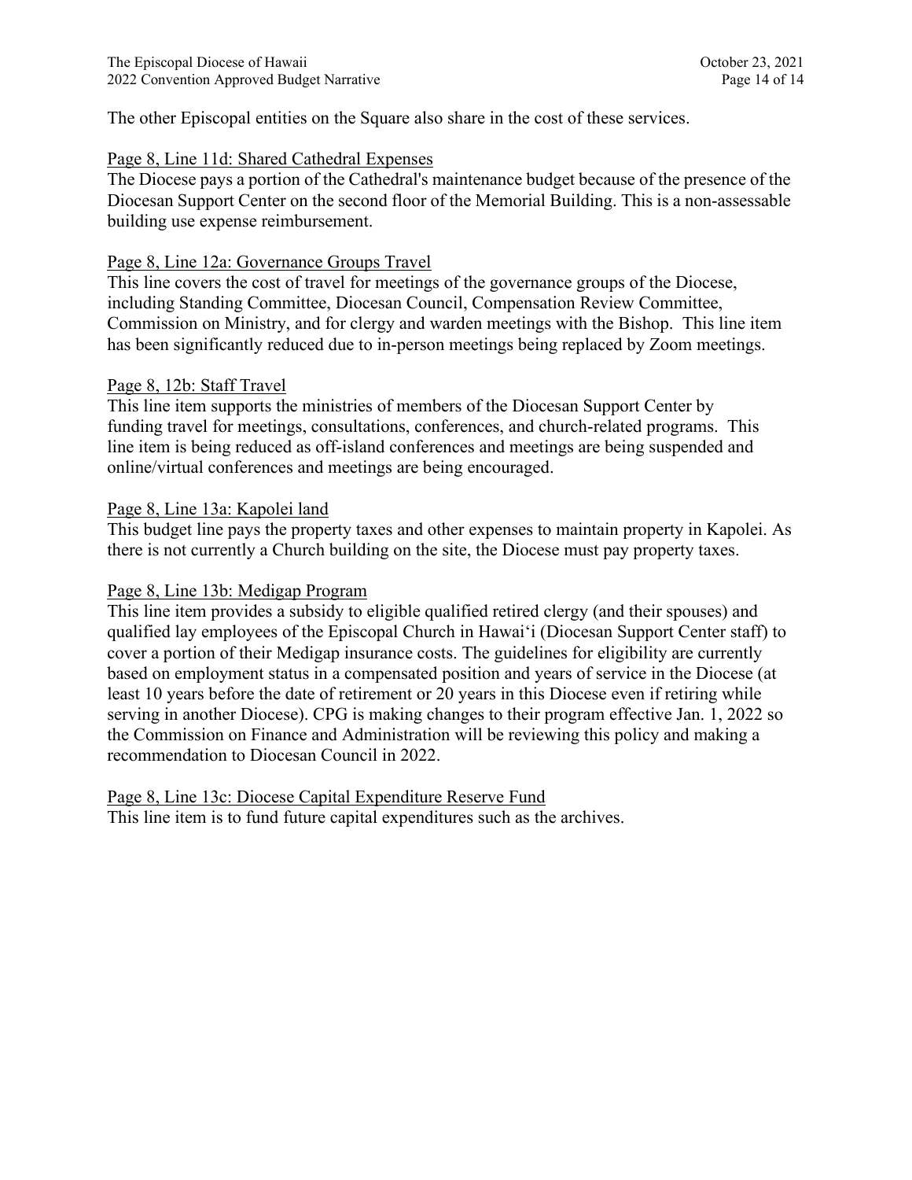The other Episcopal entities on the Square also share in the cost of these services.

Page 8, Line 11d: Shared Cathedral Expenses

The Diocese pays a portion of the Cathedral's maintenance budget because of the presence of the Diocesan Support Center on the second floor of the Memorial Building. This is a non-assessable building use expense reimbursement.

Page 8, Line 12a: Governance Groups Travel

This line covers the cost of travel for meetings of the governance groups of the Diocese, including Standing Committee, Diocesan Council, Compensation Review Committee, Commission on Ministry, and for clergy and warden meetings with the Bishop. This line item has been significantly reduced due to in-person meetings being replaced by Zoom meetings.

Page 8, 12b: Staff Travel

This line item supports the ministries of members of the Diocesan Support Center by funding travel for meetings, consultations, conferences, and church-related programs. This line item is being reduced as off-island conferences and meetings are being suspended and online/virtual conferences and meetings are being encouraged.

Page 8, Line 13a: Kapolei land

This budget line pays the property taxes and other expenses to maintain property in Kapolei. As there is not currently a Church building on the site, the Diocese must pay property taxes.

Page 8, Line 13b: Medigap Program

This line item provides a subsidy to eligible qualified retired clergy (and their spouses) and qualified lay employees of the Episcopal Church in Hawaiʻi (Diocesan Support Center staff) to cover a portion of their Medigap insurance costs. The guidelines for eligibility are currently based on employment status in a compensated position and years of service in the Diocese (at least 10 years before the date of retirement or 20 years in this Diocese even if retiring while serving in another Diocese). CPG is making changes to their program effective Jan. 1, 2022 so the Commission on Finance and Administration will be reviewing this policy and making a recommendation to Diocesan Council in 2022.

Page 8, Line 13c: Diocese Capital Expenditure Reserve Fund

This line item is to fund future capital expenditures such as the archives.